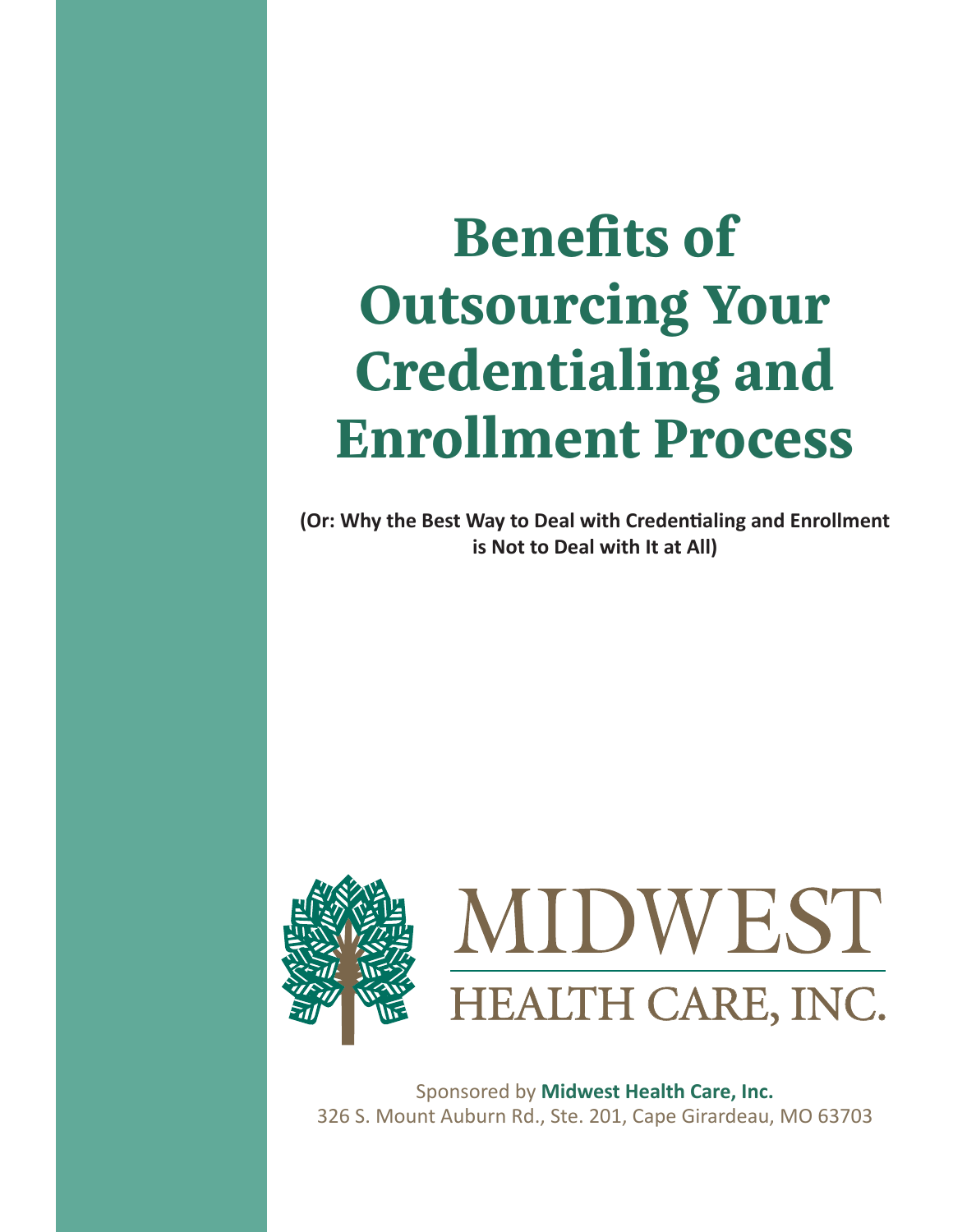# Benefits of Outsourcing Your Credentialing and Enrollment Process

**(Or: Why the Best Way to Deal with Credentialing and Enrollment is Not to Deal with It at All)**

MIDWEST HEALTH CARE, INC.

Sponsored by **Midwest Health Care, Inc.**
326 S. Mount Auburn Rd., Ste. 201, Cape Girardeau, MO 63703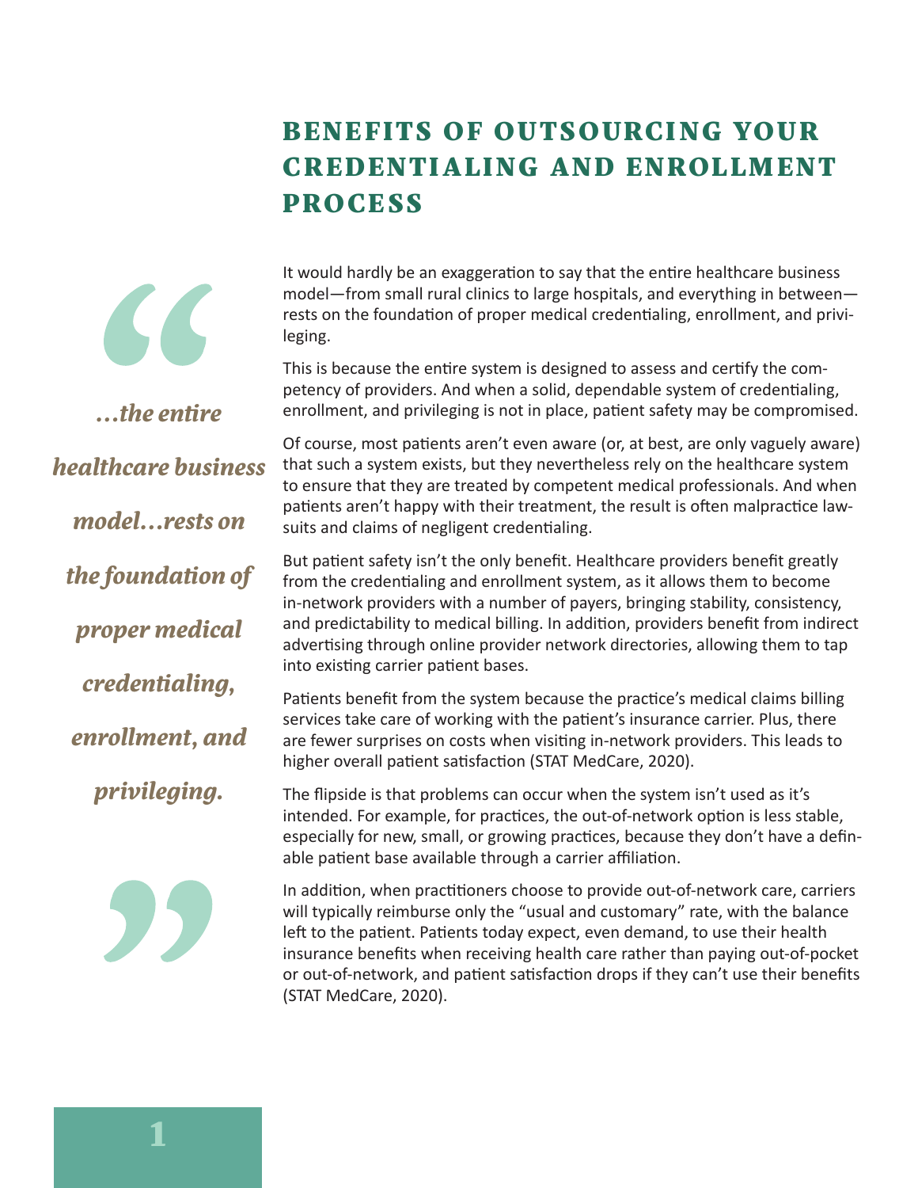# BENEFITS OF OUTSOURCING YOUR CREDENTIALING AND ENROLLMENT PROCESS

> *…the entire healthcare business model…rests on the foundation of proper medical credentialing, enrollment, and privileging.*

It would hardly be an exaggeration to say that the entire healthcare business model—from small rural clinics to large hospitals, and everything in between—rests on the foundation of proper medical credentialing, enrollment, and privileging.

This is because the entire system is designed to assess and certify the competency of providers. And when a solid, dependable system of credentialing, enrollment, and privileging is not in place, patient safety may be compromised.

Of course, most patients aren't even aware (or, at best, are only vaguely aware) that such a system exists, but they nevertheless rely on the healthcare system to ensure that they are treated by competent medical professionals. And when patients aren't happy with their treatment, the result is often malpractice lawsuits and claims of negligent credentialing.

But patient safety isn't the only benefit. Healthcare providers benefit greatly from the credentialing and enrollment system, as it allows them to become in-network providers with a number of payers, bringing stability, consistency, and predictability to medical billing. In addition, providers benefit from indirect advertising through online provider network directories, allowing them to tap into existing carrier patient bases.

Patients benefit from the system because the practice's medical claims billing services take care of working with the patient's insurance carrier. Plus, there are fewer surprises on costs when visiting in-network providers. This leads to higher overall patient satisfaction (STAT MedCare, 2020).

The flipside is that problems can occur when the system isn't used as it's intended. For example, for practices, the out-of-network option is less stable, especially for new, small, or growing practices, because they don't have a definable patient base available through a carrier affiliation.

In addition, when practitioners choose to provide out-of-network care, carriers will typically reimburse only the "usual and customary" rate, with the balance left to the patient. Patients today expect, even demand, to use their health insurance benefits when receiving health care rather than paying out-of-pocket or out-of-network, and patient satisfaction drops if they can't use their benefits (STAT MedCare, 2020).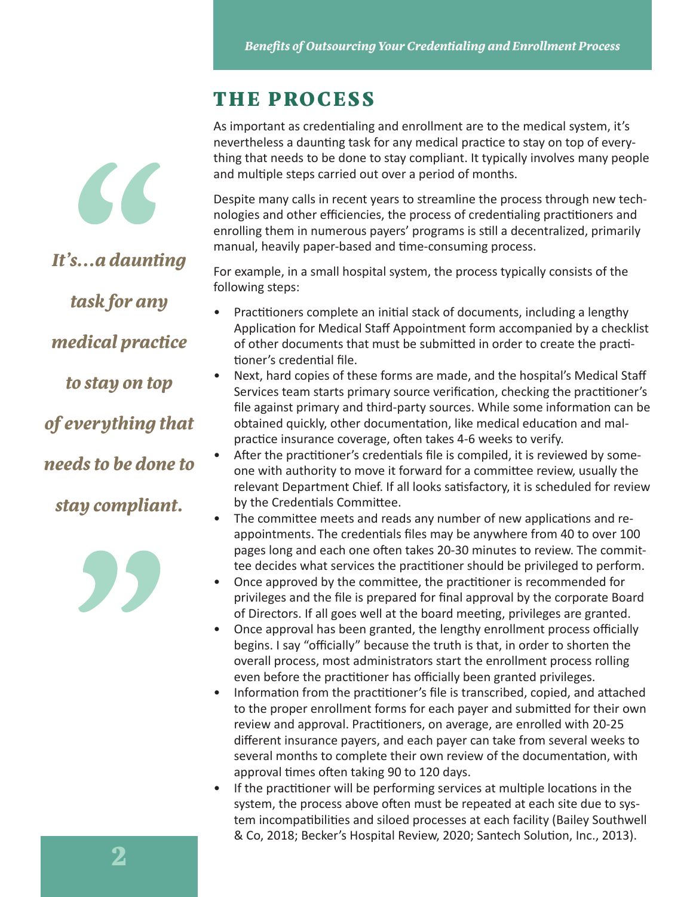## THE PROCESS

As important as credentialing and enrollment are to the medical system, it's nevertheless a daunting task for any medical practice to stay on top of everything that needs to be done to stay compliant. It typically involves many people and multiple steps carried out over a period of months.

> *It's…a daunting task for any medical practice to stay on top of everything that needs to be done to stay compliant.*

Despite many calls in recent years to streamline the process through new technologies and other efficiencies, the process of credentialing practitioners and enrolling them in numerous payers' programs is still a decentralized, primarily manual, heavily paper-based and time-consuming process.

For example, in a small hospital system, the process typically consists of the following steps:

- Practitioners complete an initial stack of documents, including a lengthy Application for Medical Staff Appointment form accompanied by a checklist of other documents that must be submitted in order to create the practitioner's credential file.
- Next, hard copies of these forms are made, and the hospital's Medical Staff Services team starts primary source verification, checking the practitioner's file against primary and third-party sources. While some information can be obtained quickly, other documentation, like medical education and malpractice insurance coverage, often takes 4-6 weeks to verify.
- After the practitioner's credentials file is compiled, it is reviewed by someone with authority to move it forward for a committee review, usually the relevant Department Chief. If all looks satisfactory, it is scheduled for review by the Credentials Committee.
- The committee meets and reads any number of new applications and reappointments. The credentials files may be anywhere from 40 to over 100 pages long and each one often takes 20-30 minutes to review. The committee decides what services the practitioner should be privileged to perform.
- Once approved by the committee, the practitioner is recommended for privileges and the file is prepared for final approval by the corporate Board of Directors. If all goes well at the board meeting, privileges are granted.
- Once approval has been granted, the lengthy enrollment process officially begins. I say "officially" because the truth is that, in order to shorten the overall process, most administrators start the enrollment process rolling even before the practitioner has officially been granted privileges.
- Information from the practitioner's file is transcribed, copied, and attached to the proper enrollment forms for each payer and submitted for their own review and approval. Practitioners, on average, are enrolled with 20-25 different insurance payers, and each payer can take from several weeks to several months to complete their own review of the documentation, with approval times often taking 90 to 120 days.
- If the practitioner will be performing services at multiple locations in the system, the process above often must be repeated at each site due to system incompatibilities and siloed processes at each facility (Bailey Southwell & Co, 2018; Becker's Hospital Review, 2020; Santech Solution, Inc., 2013).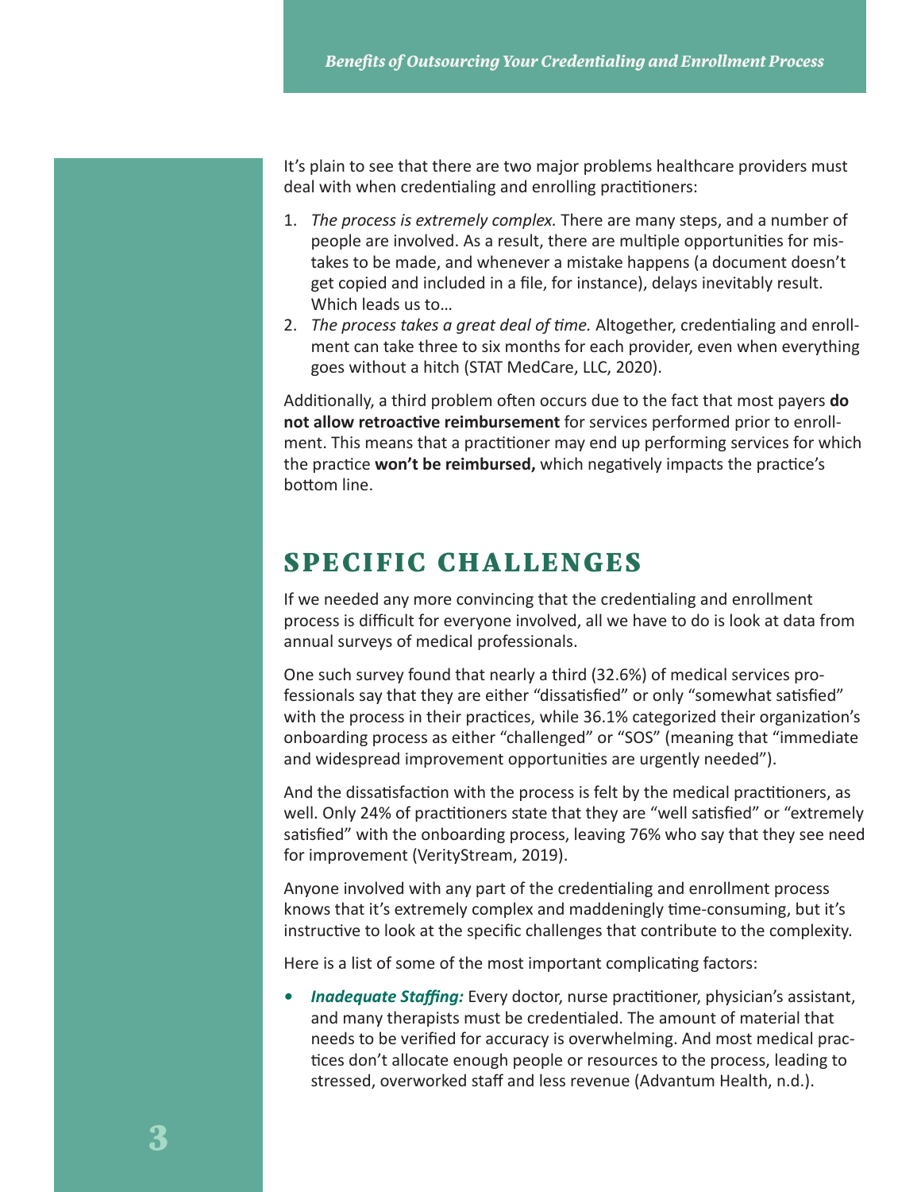It's plain to see that there are two major problems healthcare providers must deal with when credentialing and enrolling practitioners:

1. *The process is extremely complex.* There are many steps, and a number of people are involved. As a result, there are multiple opportunities for mistakes to be made, and whenever a mistake happens (a document doesn't get copied and included in a file, for instance), delays inevitably result. Which leads us to…
2. *The process takes a great deal of time.* Altogether, credentialing and enrollment can take three to six months for each provider, even when everything goes without a hitch (STAT MedCare, LLC, 2020).

Additionally, a third problem often occurs due to the fact that most payers **do not allow retroactive reimbursement** for services performed prior to enrollment. This means that a practitioner may end up performing services for which the practice **won't be reimbursed,** which negatively impacts the practice's bottom line.

## SPECIFIC CHALLENGES

If we needed any more convincing that the credentialing and enrollment process is difficult for everyone involved, all we have to do is look at data from annual surveys of medical professionals.

One such survey found that nearly a third (32.6%) of medical services professionals say that they are either "dissatisfied" or only "somewhat satisfied" with the process in their practices, while 36.1% categorized their organization's onboarding process as either "challenged" or "SOS" (meaning that "immediate and widespread improvement opportunities are urgently needed").

And the dissatisfaction with the process is felt by the medical practitioners, as well. Only 24% of practitioners state that they are "well satisfied" or "extremely satisfied" with the onboarding process, leaving 76% who say that they see need for improvement (VerityStream, 2019).

Anyone involved with any part of the credentialing and enrollment process knows that it's extremely complex and maddeningly time-consuming, but it's instructive to look at the specific challenges that contribute to the complexity.

Here is a list of some of the most important complicating factors:

- ***Inadequate Staffing:*** Every doctor, nurse practitioner, physician's assistant, and many therapists must be credentialed. The amount of material that needs to be verified for accuracy is overwhelming. And most medical practices don't allocate enough people or resources to the process, leading to stressed, overworked staff and less revenue (Advantum Health, n.d.).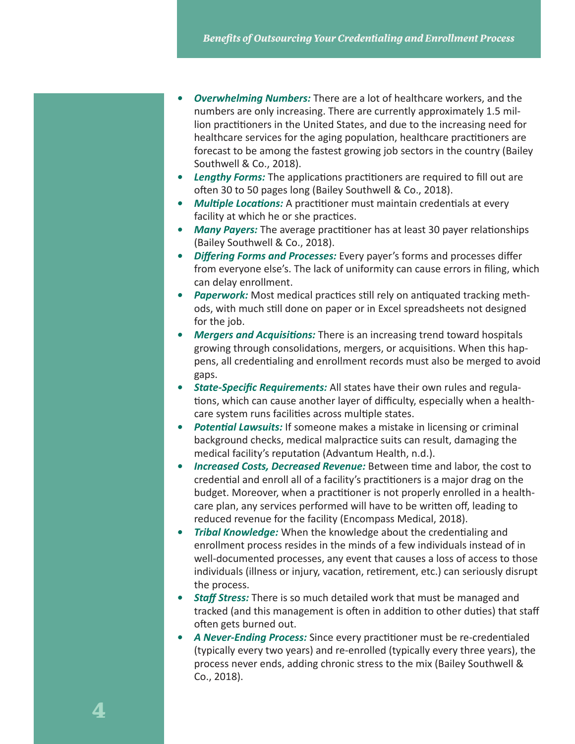- ***Overwhelming Numbers:*** There are a lot of healthcare workers, and the numbers are only increasing. There are currently approximately 1.5 million practitioners in the United States, and due to the increasing need for healthcare services for the aging population, healthcare practitioners are forecast to be among the fastest growing job sectors in the country (Bailey Southwell & Co., 2018).
- ***Lengthy Forms:*** The applications practitioners are required to fill out are often 30 to 50 pages long (Bailey Southwell & Co., 2018).
- ***Multiple Locations:*** A practitioner must maintain credentials at every facility at which he or she practices.
- ***Many Payers:*** The average practitioner has at least 30 payer relationships (Bailey Southwell & Co., 2018).
- ***Differing Forms and Processes:*** Every payer's forms and processes differ from everyone else's. The lack of uniformity can cause errors in filing, which can delay enrollment.
- ***Paperwork:*** Most medical practices still rely on antiquated tracking methods, with much still done on paper or in Excel spreadsheets not designed for the job.
- ***Mergers and Acquisitions:*** There is an increasing trend toward hospitals growing through consolidations, mergers, or acquisitions. When this happens, all credentialing and enrollment records must also be merged to avoid gaps.
- ***State-Specific Requirements:*** All states have their own rules and regulations, which can cause another layer of difficulty, especially when a healthcare system runs facilities across multiple states.
- ***Potential Lawsuits:*** If someone makes a mistake in licensing or criminal background checks, medical malpractice suits can result, damaging the medical facility's reputation (Advantum Health, n.d.).
- ***Increased Costs, Decreased Revenue:*** Between time and labor, the cost to credential and enroll all of a facility's practitioners is a major drag on the budget. Moreover, when a practitioner is not properly enrolled in a healthcare plan, any services performed will have to be written off, leading to reduced revenue for the facility (Encompass Medical, 2018).
- ***Tribal Knowledge:*** When the knowledge about the credentialing and enrollment process resides in the minds of a few individuals instead of in well-documented processes, any event that causes a loss of access to those individuals (illness or injury, vacation, retirement, etc.) can seriously disrupt the process.
- ***Staff Stress:*** There is so much detailed work that must be managed and tracked (and this management is often in addition to other duties) that staff often gets burned out.
- ***A Never-Ending Process:*** Since every practitioner must be re-credentialed (typically every two years) and re-enrolled (typically every three years), the process never ends, adding chronic stress to the mix (Bailey Southwell & Co., 2018).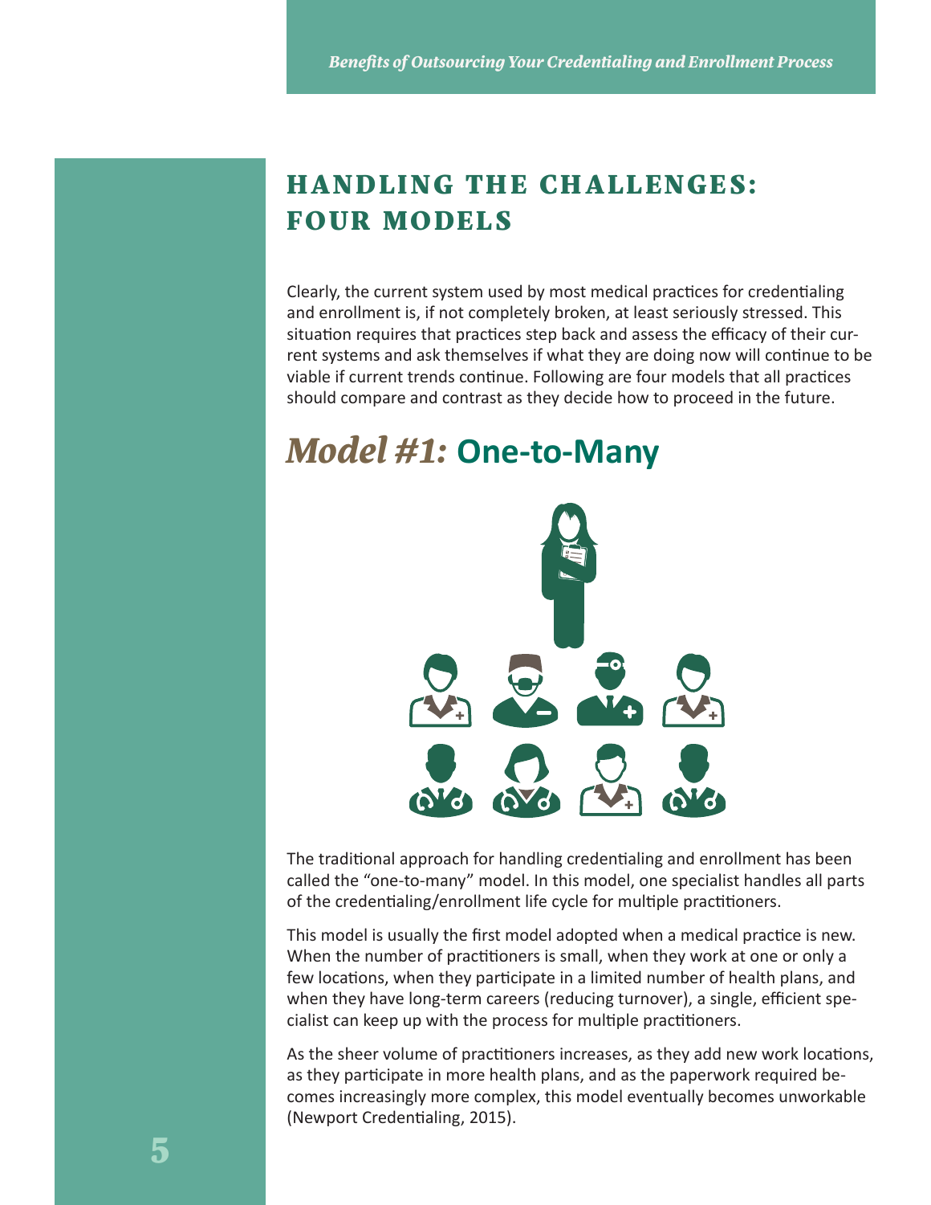## HANDLING THE CHALLENGES: FOUR MODELS

Clearly, the current system used by most medical practices for credentialing and enrollment is, if not completely broken, at least seriously stressed. This situation requires that practices step back and assess the efficacy of their current systems and ask themselves if what they are doing now will continue to be viable if current trends continue. Following are four models that all practices should compare and contrast as they decide how to proceed in the future.

### *Model #1:* One-to-Many

The traditional approach for handling credentialing and enrollment has been called the "one-to-many" model. In this model, one specialist handles all parts of the credentialing/enrollment life cycle for multiple practitioners.

This model is usually the first model adopted when a medical practice is new. When the number of practitioners is small, when they work at one or only a few locations, when they participate in a limited number of health plans, and when they have long-term careers (reducing turnover), a single, efficient specialist can keep up with the process for multiple practitioners.

As the sheer volume of practitioners increases, as they add new work locations, as they participate in more health plans, and as the paperwork required becomes increasingly more complex, this model eventually becomes unworkable (Newport Credentialing, 2015).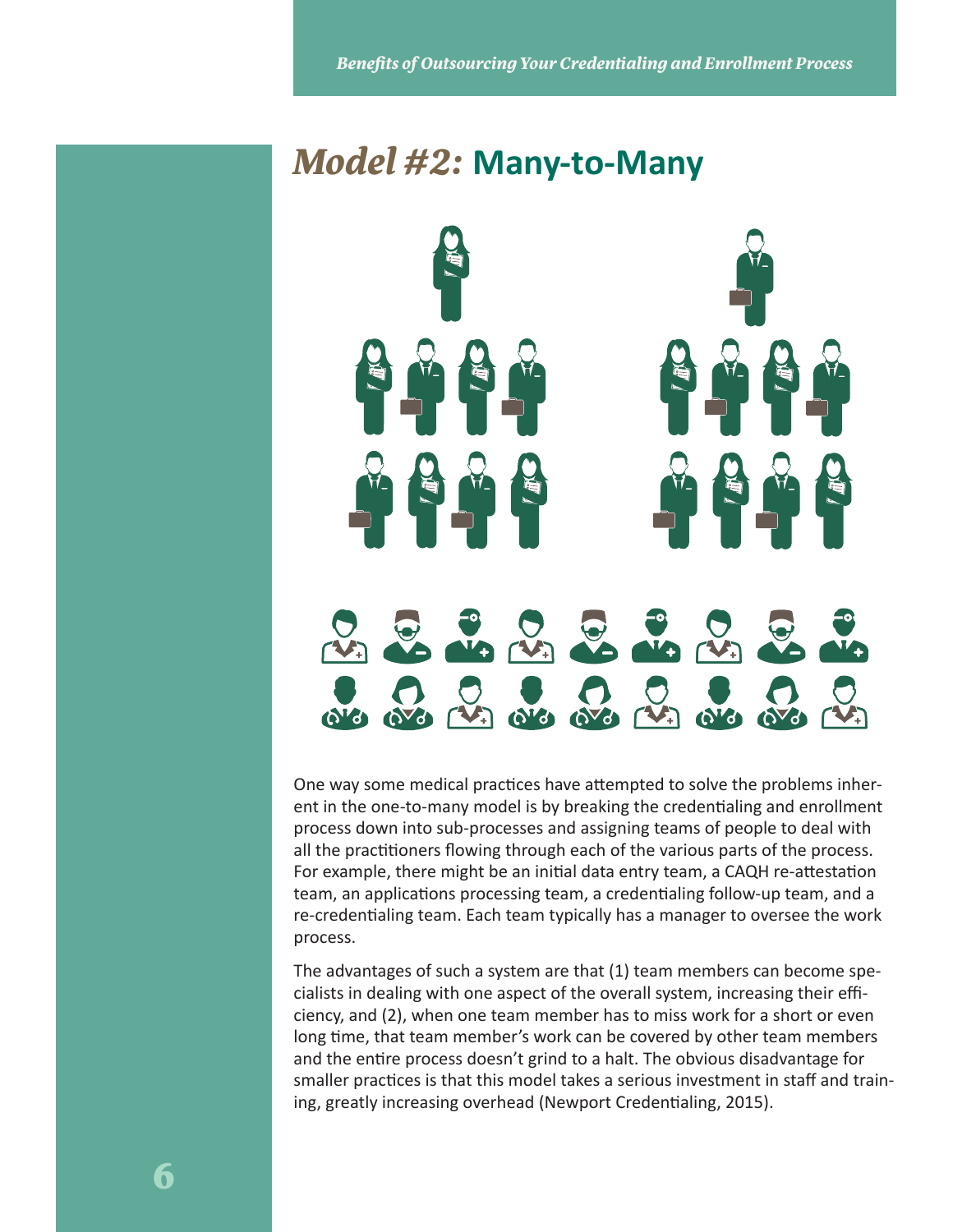# *Model #2:* Many-to-Many

One way some medical practices have attempted to solve the problems inherent in the one-to-many model is by breaking the credentialing and enrollment process down into sub-processes and assigning teams of people to deal with all the practitioners flowing through each of the various parts of the process. For example, there might be an initial data entry team, a CAQH re-attestation team, an applications processing team, a credentialing follow-up team, and a re-credentialing team. Each team typically has a manager to oversee the work process.

The advantages of such a system are that (1) team members can become specialists in dealing with one aspect of the overall system, increasing their efficiency, and (2), when one team member has to miss work for a short or even long time, that team member's work can be covered by other team members and the entire process doesn't grind to a halt. The obvious disadvantage for smaller practices is that this model takes a serious investment in staff and training, greatly increasing overhead (Newport Credentialing, 2015).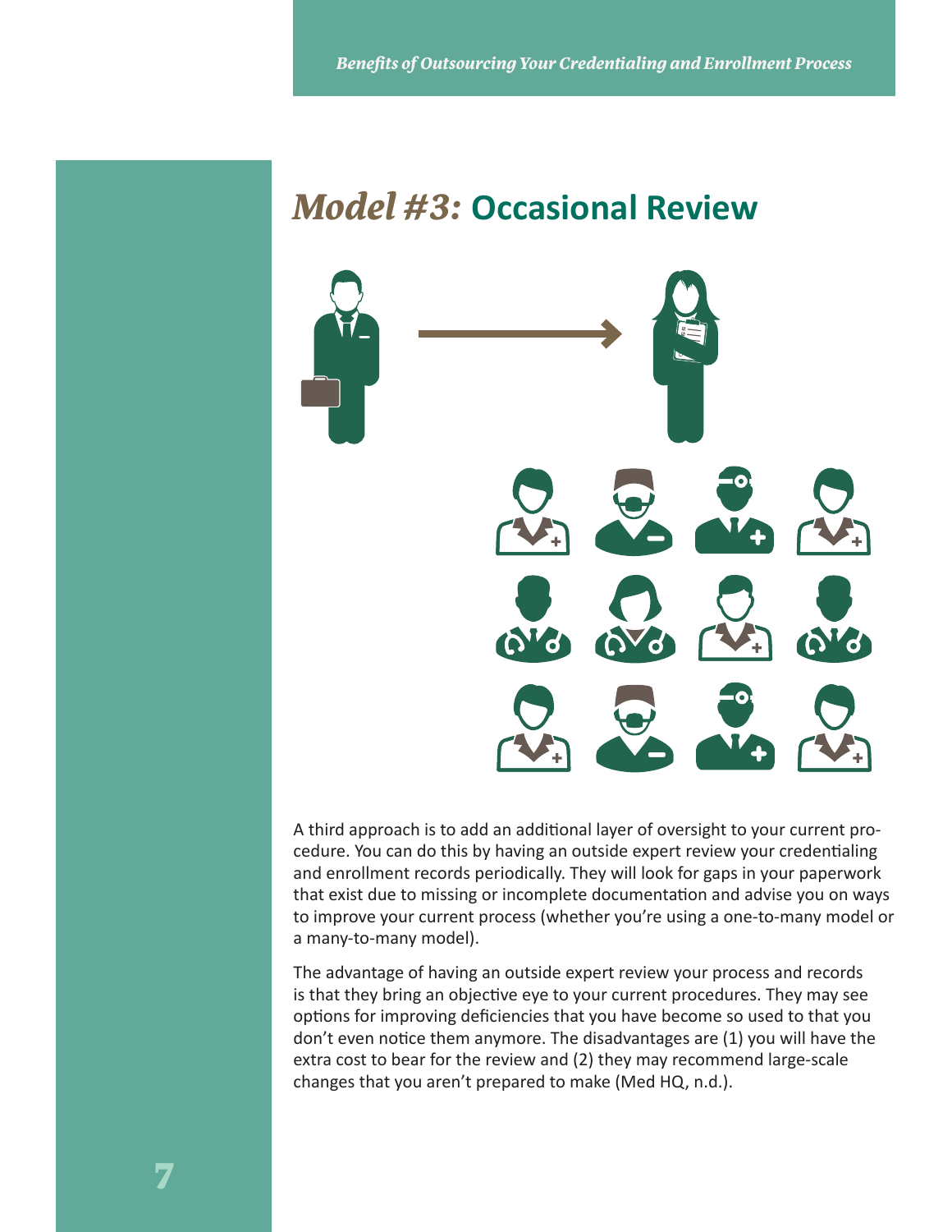# *Model #3:* Occasional Review

A third approach is to add an additional layer of oversight to your current procedure. You can do this by having an outside expert review your credentialing and enrollment records periodically. They will look for gaps in your paperwork that exist due to missing or incomplete documentation and advise you on ways to improve your current process (whether you're using a one-to-many model or a many-to-many model).

The advantage of having an outside expert review your process and records is that they bring an objective eye to your current procedures. They may see options for improving deficiencies that you have become so used to that you don't even notice them anymore. The disadvantages are (1) you will have the extra cost to bear for the review and (2) they may recommend large-scale changes that you aren't prepared to make (Med HQ, n.d.).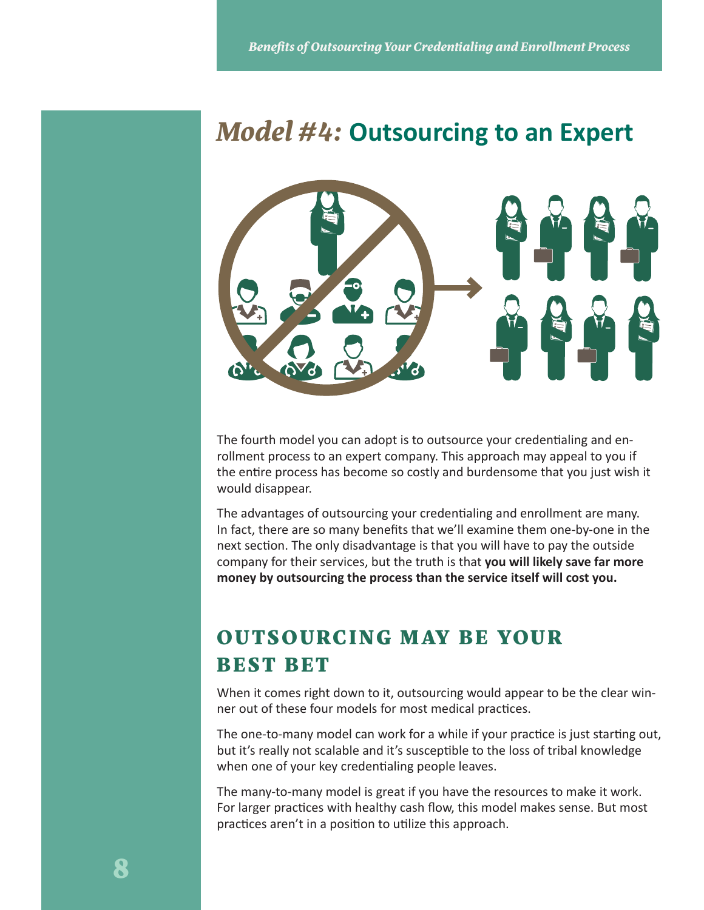# *Model #4:* Outsourcing to an Expert

The fourth model you can adopt is to outsource your credentialing and enrollment process to an expert company. This approach may appeal to you if the entire process has become so costly and burdensome that you just wish it would disappear.

The advantages of outsourcing your credentialing and enrollment are many. In fact, there are so many benefits that we'll examine them one-by-one in the next section. The only disadvantage is that you will have to pay the outside company for their services, but the truth is that **you will likely save far more money by outsourcing the process than the service itself will cost you.**

## OUTSOURCING MAY BE YOUR BEST BET

When it comes right down to it, outsourcing would appear to be the clear winner out of these four models for most medical practices.

The one-to-many model can work for a while if your practice is just starting out, but it's really not scalable and it's susceptible to the loss of tribal knowledge when one of your key credentialing people leaves.

The many-to-many model is great if you have the resources to make it work. For larger practices with healthy cash flow, this model makes sense. But most practices aren't in a position to utilize this approach.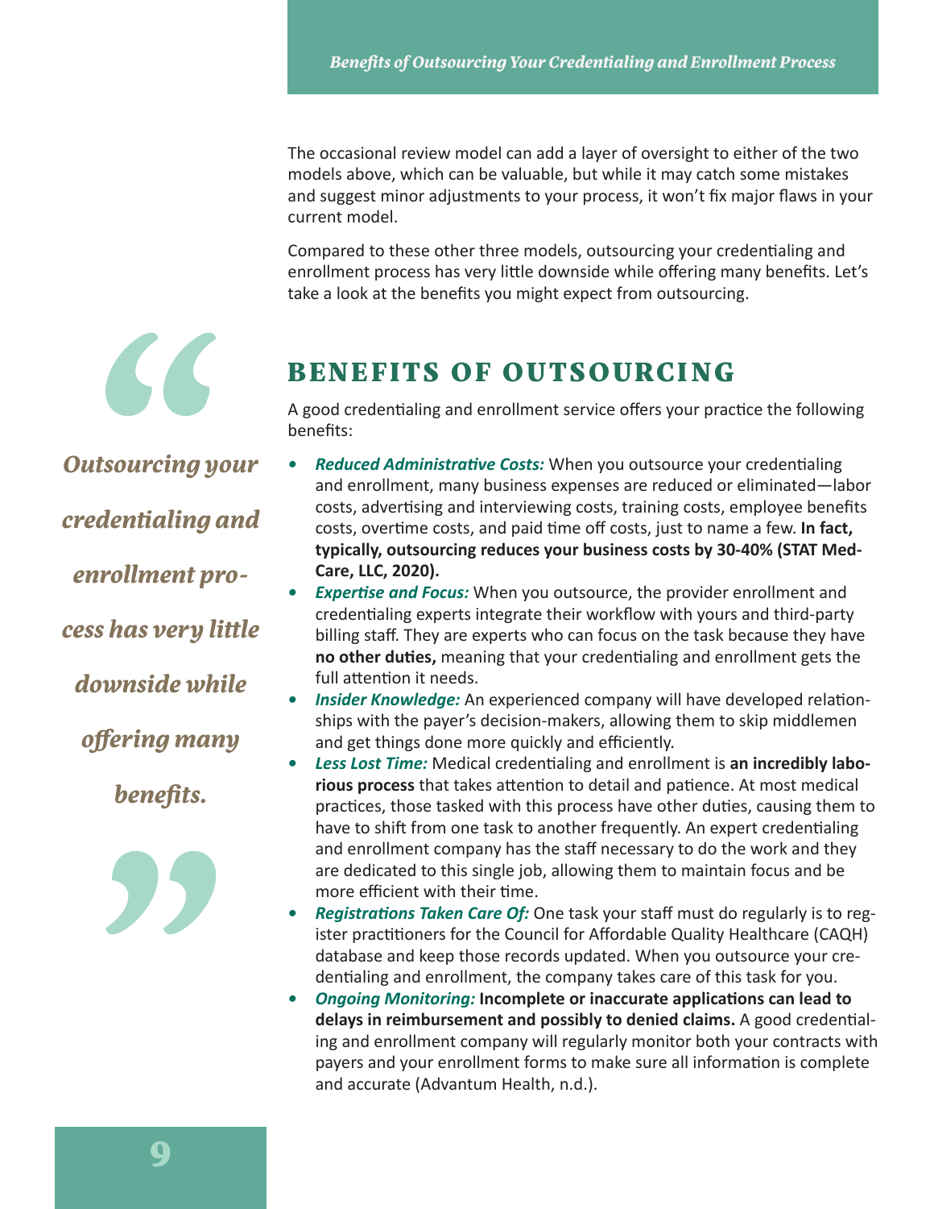The occasional review model can add a layer of oversight to either of the two models above, which can be valuable, but while it may catch some mistakes and suggest minor adjustments to your process, it won't fix major flaws in your current model.

Compared to these other three models, outsourcing your credentialing and enrollment process has very little downside while offering many benefits. Let's take a look at the benefits you might expect from outsourcing.

> *"Outsourcing your credentialing and enrollment process has very little downside while offering many benefits."*

## BENEFITS OF OUTSOURCING

A good credentialing and enrollment service offers your practice the following benefits:

- ***Reduced Administrative Costs:*** When you outsource your credentialing and enrollment, many business expenses are reduced or eliminated—labor costs, advertising and interviewing costs, training costs, employee benefits costs, overtime costs, and paid time off costs, just to name a few. **In fact, typically, outsourcing reduces your business costs by 30-40% (STAT Med-Care, LLC, 2020).**
- ***Expertise and Focus:*** When you outsource, the provider enrollment and credentialing experts integrate their workflow with yours and third-party billing staff. They are experts who can focus on the task because they have **no other duties,** meaning that your credentialing and enrollment gets the full attention it needs.
- ***Insider Knowledge:*** An experienced company will have developed relationships with the payer's decision-makers, allowing them to skip middlemen and get things done more quickly and efficiently.
- ***Less Lost Time:*** Medical credentialing and enrollment is **an incredibly laborious process** that takes attention to detail and patience. At most medical practices, those tasked with this process have other duties, causing them to have to shift from one task to another frequently. An expert credentialing and enrollment company has the staff necessary to do the work and they are dedicated to this single job, allowing them to maintain focus and be more efficient with their time.
- ***Registrations Taken Care Of:*** One task your staff must do regularly is to register practitioners for the Council for Affordable Quality Healthcare (CAQH) database and keep those records updated. When you outsource your credentialing and enrollment, the company takes care of this task for you.
- ***Ongoing Monitoring:*** **Incomplete or inaccurate applications can lead to delays in reimbursement and possibly to denied claims.** A good credentialing and enrollment company will regularly monitor both your contracts with payers and your enrollment forms to make sure all information is complete and accurate (Advantum Health, n.d.).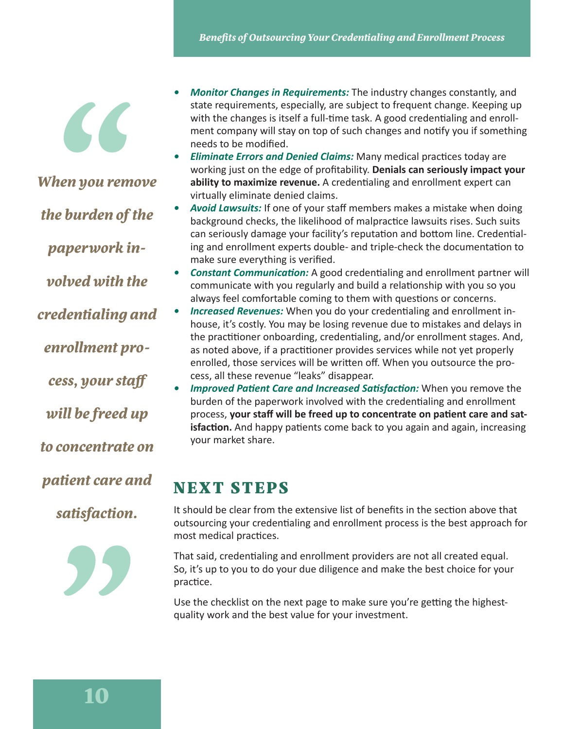> *When you remove the burden of the paperwork involved with the credentialing and enrollment process, your staff will be freed up to concentrate on patient care and satisfaction.*

- ***Monitor Changes in Requirements:*** The industry changes constantly, and state requirements, especially, are subject to frequent change. Keeping up with the changes is itself a full-time task. A good credentialing and enrollment company will stay on top of such changes and notify you if something needs to be modified.
- ***Eliminate Errors and Denied Claims:*** Many medical practices today are working just on the edge of profitability. **Denials can seriously impact your ability to maximize revenue.** A credentialing and enrollment expert can virtually eliminate denied claims.
- ***Avoid Lawsuits:*** If one of your staff members makes a mistake when doing background checks, the likelihood of malpractice lawsuits rises. Such suits can seriously damage your facility's reputation and bottom line. Credentialing and enrollment experts double- and triple-check the documentation to make sure everything is verified.
- ***Constant Communication:*** A good credentialing and enrollment partner will communicate with you regularly and build a relationship with you so you always feel comfortable coming to them with questions or concerns.
- ***Increased Revenues:*** When you do your credentialing and enrollment in-house, it's costly. You may be losing revenue due to mistakes and delays in the practitioner onboarding, credentialing, and/or enrollment stages. And, as noted above, if a practitioner provides services while not yet properly enrolled, those services will be written off. When you outsource the process, all these revenue "leaks" disappear.
- ***Improved Patient Care and Increased Satisfaction:*** When you remove the burden of the paperwork involved with the credentialing and enrollment process, **your staff will be freed up to concentrate on patient care and satisfaction.** And happy patients come back to you again and again, increasing your market share.

## NEXT STEPS

It should be clear from the extensive list of benefits in the section above that outsourcing your credentialing and enrollment process is the best approach for most medical practices.

That said, credentialing and enrollment providers are not all created equal. So, it's up to you to do your due diligence and make the best choice for your practice.

Use the checklist on the next page to make sure you're getting the highest-quality work and the best value for your investment.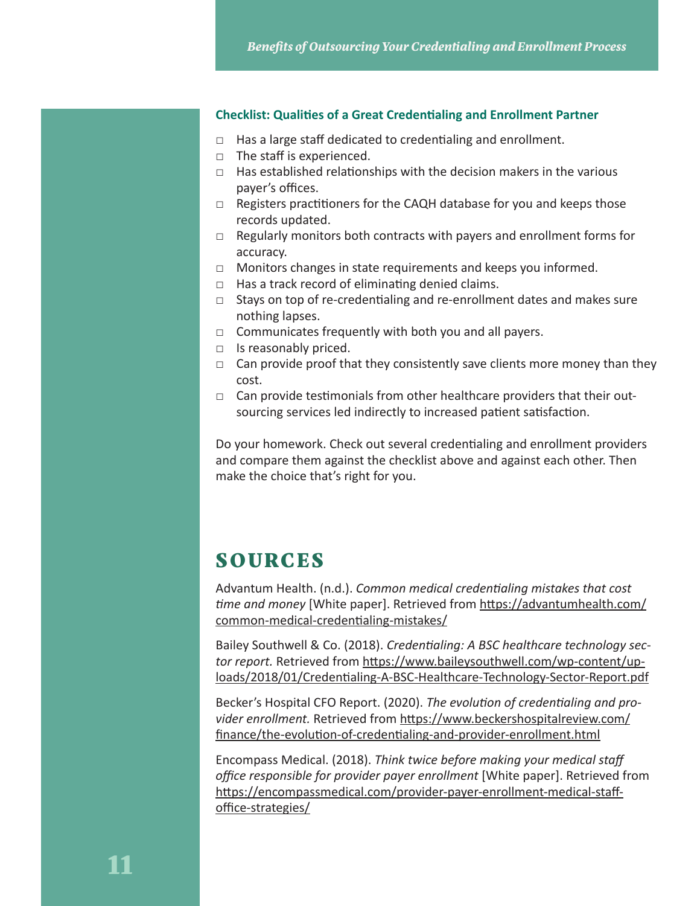**Checklist: Qualities of a Great Credentialing and Enrollment Partner**

- □ Has a large staff dedicated to credentialing and enrollment.
- □ The staff is experienced.
- □ Has established relationships with the decision makers in the various payer's offices.
- □ Registers practitioners for the CAQH database for you and keeps those records updated.
- □ Regularly monitors both contracts with payers and enrollment forms for accuracy.
- □ Monitors changes in state requirements and keeps you informed.
- □ Has a track record of eliminating denied claims.
- □ Stays on top of re-credentialing and re-enrollment dates and makes sure nothing lapses.
- □ Communicates frequently with both you and all payers.
- □ Is reasonably priced.
- □ Can provide proof that they consistently save clients more money than they cost.
- □ Can provide testimonials from other healthcare providers that their out-sourcing services led indirectly to increased patient satisfaction.

Do your homework. Check out several credentialing and enrollment providers and compare them against the checklist above and against each other. Then make the choice that's right for you.

## SOURCES

Advantum Health. (n.d.). *Common medical credentialing mistakes that cost time and money* [White paper]. Retrieved from https://advantumhealth.com/common-medical-credentialing-mistakes/

Bailey Southwell & Co. (2018). *Credentialing: A BSC healthcare technology sector report.* Retrieved from https://www.baileysouthwell.com/wp-content/uploads/2018/01/Credentialing-A-BSC-Healthcare-Technology-Sector-Report.pdf

Becker's Hospital CFO Report. (2020). *The evolution of credentialing and provider enrollment.* Retrieved from https://www.beckershospitalreview.com/finance/the-evolution-of-credentialing-and-provider-enrollment.html

Encompass Medical. (2018). *Think twice before making your medical staff office responsible for provider payer enrollment* [White paper]. Retrieved from https://encompassmedical.com/provider-payer-enrollment-medical-staff-office-strategies/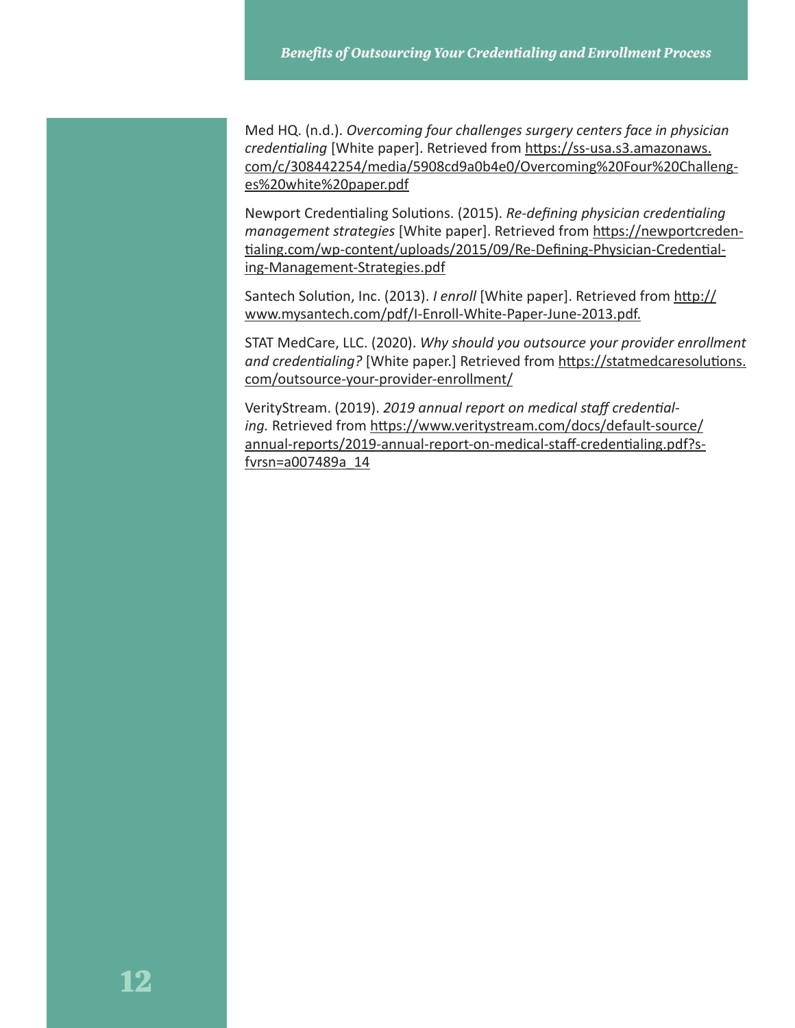Med HQ. (n.d.). *Overcoming four challenges surgery centers face in physician credentialing* [White paper]. Retrieved from https://ss-usa.s3.amazonaws.com/c/308442254/media/5908cd9a0b4e0/Overcoming%20Four%20Challenges%20white%20paper.pdf

Newport Credentialing Solutions. (2015). *Re-defining physician credentialing management strategies* [White paper]. Retrieved from https://newportcredentialing.com/wp-content/uploads/2015/09/Re-Defining-Physician-Credentialing-Management-Strategies.pdf

Santech Solution, Inc. (2013). *I enroll* [White paper]. Retrieved from http://www.mysantech.com/pdf/I-Enroll-White-Paper-June-2013.pdf.

STAT MedCare, LLC. (2020). *Why should you outsource your provider enrollment and credentialing?* [White paper.] Retrieved from https://statmedcaresolutions.com/outsource-your-provider-enrollment/

VerityStream. (2019). *2019 annual report on medical staff credentialing.* Retrieved from https://www.veritystream.com/docs/default-source/annual-reports/2019-annual-report-on-medical-staff-credentialing.pdf?sfvrsn=a007489a_14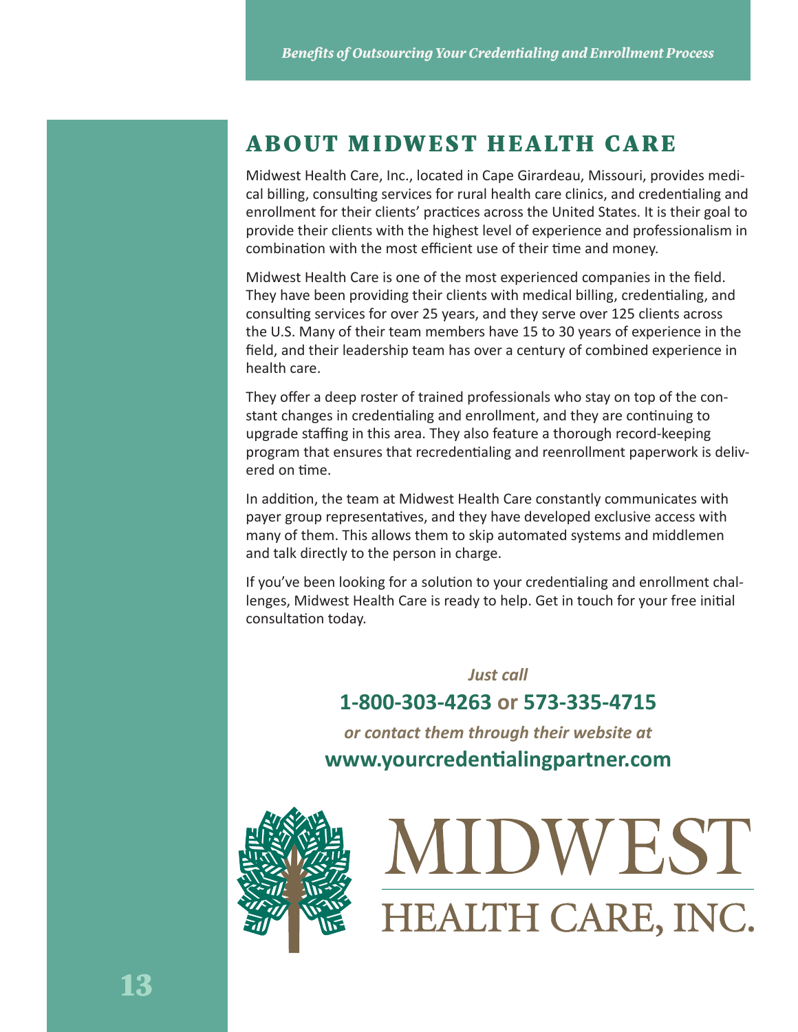## ABOUT MIDWEST HEALTH CARE

Midwest Health Care, Inc., located in Cape Girardeau, Missouri, provides medical billing, consulting services for rural health care clinics, and credentialing and enrollment for their clients' practices across the United States. It is their goal to provide their clients with the highest level of experience and professionalism in combination with the most efficient use of their time and money.

Midwest Health Care is one of the most experienced companies in the field. They have been providing their clients with medical billing, credentialing, and consulting services for over 25 years, and they serve over 125 clients across the U.S. Many of their team members have 15 to 30 years of experience in the field, and their leadership team has over a century of combined experience in health care.

They offer a deep roster of trained professionals who stay on top of the constant changes in credentialing and enrollment, and they are continuing to upgrade staffing in this area. They also feature a thorough record-keeping program that ensures that recredentialing and reenrollment paperwork is delivered on time.

In addition, the team at Midwest Health Care constantly communicates with payer group representatives, and they have developed exclusive access with many of them. This allows them to skip automated systems and middlemen and talk directly to the person in charge.

If you've been looking for a solution to your credentialing and enrollment challenges, Midwest Health Care is ready to help. Get in touch for your free initial consultation today.

***Just call***

**1-800-303-4263 or 573-335-4715**

***or contact them through their website at***

**www.yourcredentialingpartner.com**

MIDWEST

HEALTH CARE, INC.